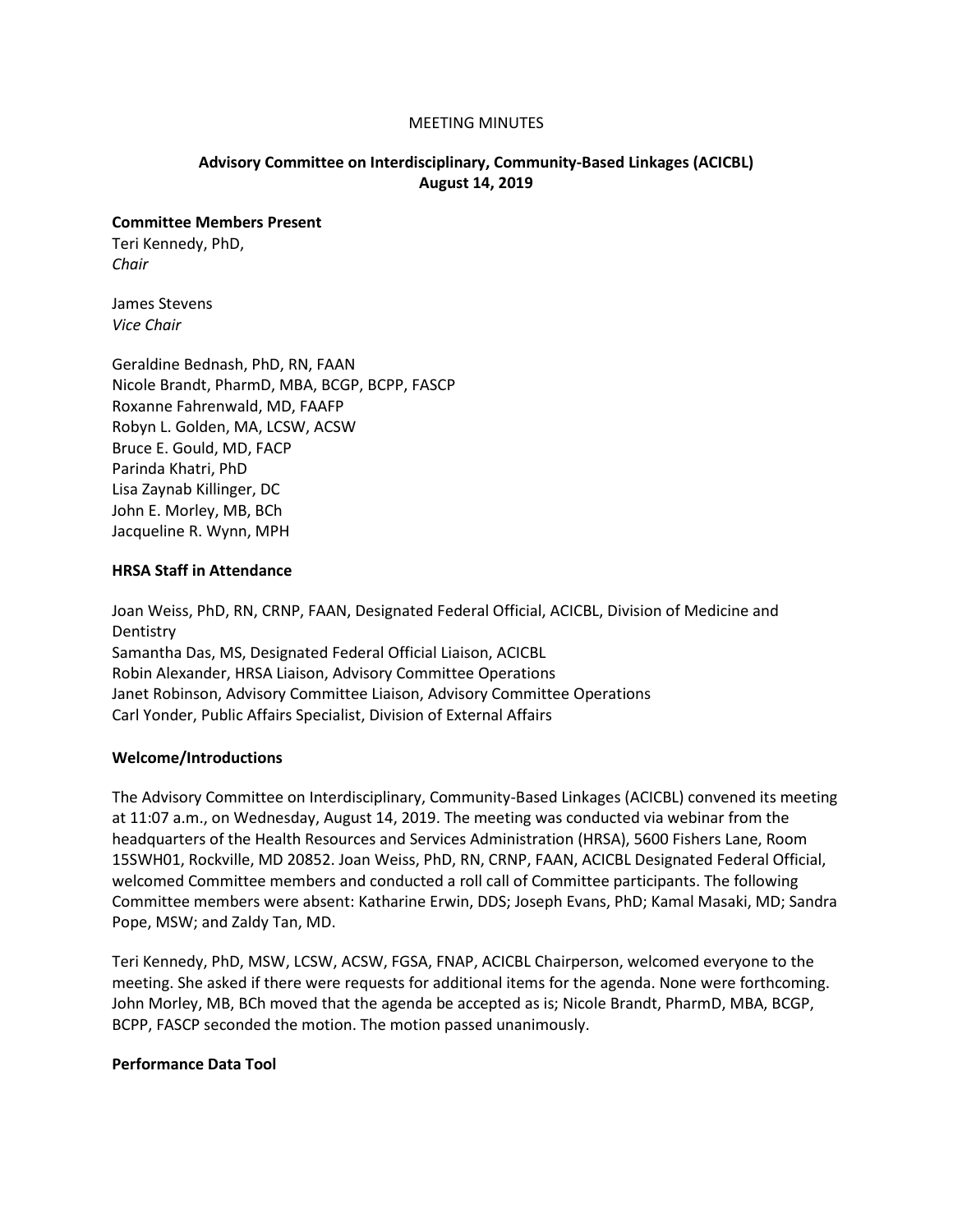MEETING MINUTES

## Advisory Committee on Interdisciplinary, Community-Based Linkages (ACICBL)
## August 14, 2019

### Committee Members Present

Teri Kennedy, PhD,
*Chair*

James Stevens
*Vice Chair*

Geraldine Bednash, PhD, RN, FAAN
Nicole Brandt, PharmD, MBA, BCGP, BCPP, FASCP
Roxanne Fahrenwald, MD, FAAFP
Robyn L. Golden, MA, LCSW, ACSW
Bruce E. Gould, MD, FACP
Parinda Khatri, PhD
Lisa Zaynab Killinger, DC
John E. Morley, MB, BCh
Jacqueline R. Wynn, MPH

### HRSA Staff in Attendance

Joan Weiss, PhD, RN, CRNP, FAAN, Designated Federal Official, ACICBL, Division of Medicine and Dentistry
Samantha Das, MS, Designated Federal Official Liaison, ACICBL
Robin Alexander, HRSA Liaison, Advisory Committee Operations
Janet Robinson, Advisory Committee Liaison, Advisory Committee Operations
Carl Yonder, Public Affairs Specialist, Division of External Affairs

### Welcome/Introductions

The Advisory Committee on Interdisciplinary, Community-Based Linkages (ACICBL) convened its meeting at 11:07 a.m., on Wednesday, August 14, 2019. The meeting was conducted via webinar from the headquarters of the Health Resources and Services Administration (HRSA), 5600 Fishers Lane, Room 15SWH01, Rockville, MD 20852. Joan Weiss, PhD, RN, CRNP, FAAN, ACICBL Designated Federal Official, welcomed Committee members and conducted a roll call of Committee participants. The following Committee members were absent: Katharine Erwin, DDS; Joseph Evans, PhD; Kamal Masaki, MD; Sandra Pope, MSW; and Zaldy Tan, MD.

Teri Kennedy, PhD, MSW, LCSW, ACSW, FGSA, FNAP, ACICBL Chairperson, welcomed everyone to the meeting. She asked if there were requests for additional items for the agenda. None were forthcoming. John Morley, MB, BCh moved that the agenda be accepted as is; Nicole Brandt, PharmD, MBA, BCGP, BCPP, FASCP seconded the motion. The motion passed unanimously.

### Performance Data Tool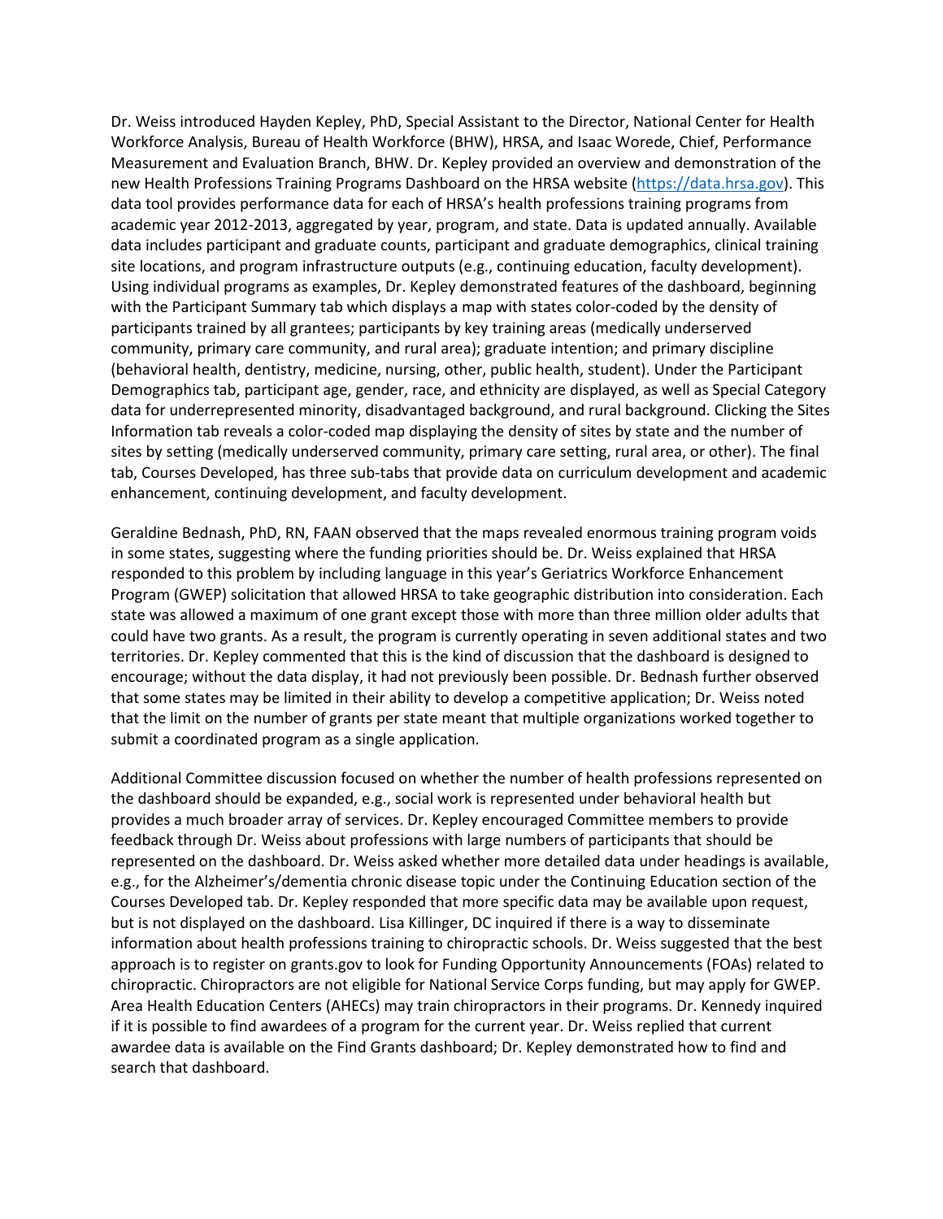Dr. Weiss introduced Hayden Kepley, PhD, Special Assistant to the Director, National Center for Health Workforce Analysis, Bureau of Health Workforce (BHW), HRSA, and Isaac Worede, Chief, Performance Measurement and Evaluation Branch, BHW. Dr. Kepley provided an overview and demonstration of the new Health Professions Training Programs Dashboard on the HRSA website (https://data.hrsa.gov). This data tool provides performance data for each of HRSA's health professions training programs from academic year 2012-2013, aggregated by year, program, and state. Data is updated annually. Available data includes participant and graduate counts, participant and graduate demographics, clinical training site locations, and program infrastructure outputs (e.g., continuing education, faculty development). Using individual programs as examples, Dr. Kepley demonstrated features of the dashboard, beginning with the Participant Summary tab which displays a map with states color-coded by the density of participants trained by all grantees; participants by key training areas (medically underserved community, primary care community, and rural area); graduate intention; and primary discipline (behavioral health, dentistry, medicine, nursing, other, public health, student). Under the Participant Demographics tab, participant age, gender, race, and ethnicity are displayed, as well as Special Category data for underrepresented minority, disadvantaged background, and rural background. Clicking the Sites Information tab reveals a color-coded map displaying the density of sites by state and the number of sites by setting (medically underserved community, primary care setting, rural area, or other). The final tab, Courses Developed, has three sub-tabs that provide data on curriculum development and academic enhancement, continuing development, and faculty development.

Geraldine Bednash, PhD, RN, FAAN observed that the maps revealed enormous training program voids in some states, suggesting where the funding priorities should be. Dr. Weiss explained that HRSA responded to this problem by including language in this year's Geriatrics Workforce Enhancement Program (GWEP) solicitation that allowed HRSA to take geographic distribution into consideration. Each state was allowed a maximum of one grant except those with more than three million older adults that could have two grants. As a result, the program is currently operating in seven additional states and two territories. Dr. Kepley commented that this is the kind of discussion that the dashboard is designed to encourage; without the data display, it had not previously been possible. Dr. Bednash further observed that some states may be limited in their ability to develop a competitive application; Dr. Weiss noted that the limit on the number of grants per state meant that multiple organizations worked together to submit a coordinated program as a single application.

Additional Committee discussion focused on whether the number of health professions represented on the dashboard should be expanded, e.g., social work is represented under behavioral health but provides a much broader array of services. Dr. Kepley encouraged Committee members to provide feedback through Dr. Weiss about professions with large numbers of participants that should be represented on the dashboard. Dr. Weiss asked whether more detailed data under headings is available, e.g., for the Alzheimer's/dementia chronic disease topic under the Continuing Education section of the Courses Developed tab. Dr. Kepley responded that more specific data may be available upon request, but is not displayed on the dashboard. Lisa Killinger, DC inquired if there is a way to disseminate information about health professions training to chiropractic schools. Dr. Weiss suggested that the best approach is to register on grants.gov to look for Funding Opportunity Announcements (FOAs) related to chiropractic. Chiropractors are not eligible for National Service Corps funding, but may apply for GWEP. Area Health Education Centers (AHECs) may train chiropractors in their programs. Dr. Kennedy inquired if it is possible to find awardees of a program for the current year. Dr. Weiss replied that current awardee data is available on the Find Grants dashboard; Dr. Kepley demonstrated how to find and search that dashboard.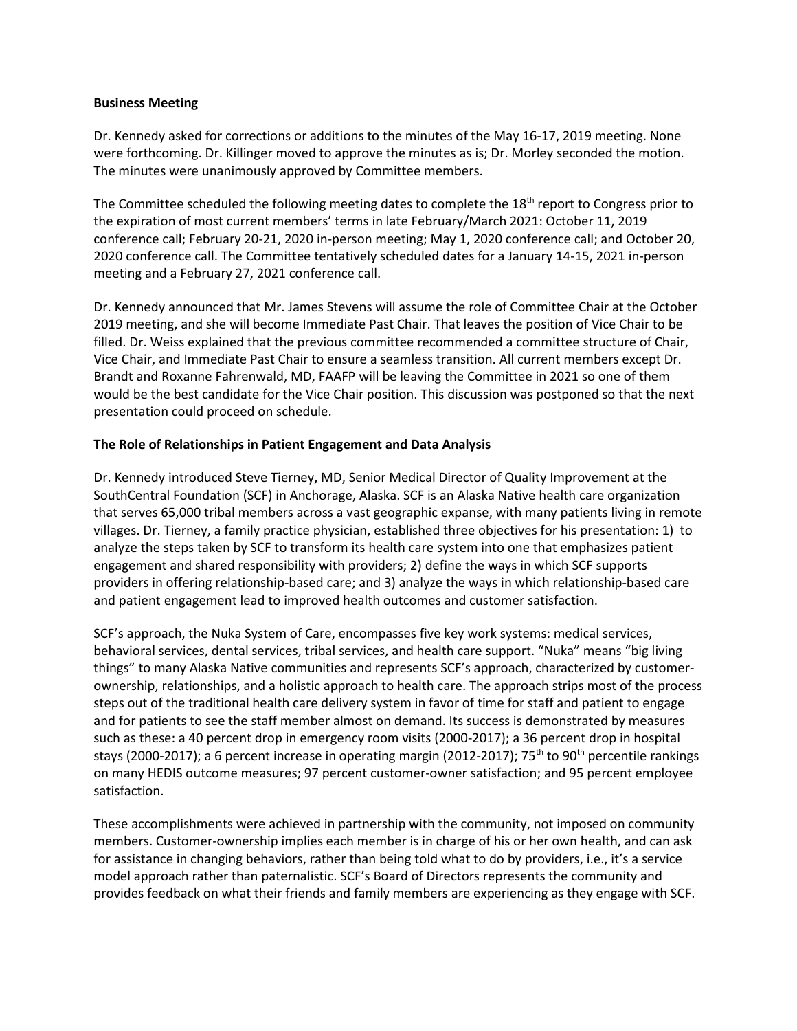**Business Meeting**

Dr. Kennedy asked for corrections or additions to the minutes of the May 16-17, 2019 meeting. None were forthcoming. Dr. Killinger moved to approve the minutes as is; Dr. Morley seconded the motion. The minutes were unanimously approved by Committee members.

The Committee scheduled the following meeting dates to complete the 18th report to Congress prior to the expiration of most current members' terms in late February/March 2021: October 11, 2019 conference call; February 20-21, 2020 in-person meeting; May 1, 2020 conference call; and October 20, 2020 conference call. The Committee tentatively scheduled dates for a January 14-15, 2021 in-person meeting and a February 27, 2021 conference call.

Dr. Kennedy announced that Mr. James Stevens will assume the role of Committee Chair at the October 2019 meeting, and she will become Immediate Past Chair. That leaves the position of Vice Chair to be filled. Dr. Weiss explained that the previous committee recommended a committee structure of Chair, Vice Chair, and Immediate Past Chair to ensure a seamless transition. All current members except Dr. Brandt and Roxanne Fahrenwald, MD, FAAFP will be leaving the Committee in 2021 so one of them would be the best candidate for the Vice Chair position. This discussion was postponed so that the next presentation could proceed on schedule.

**The Role of Relationships in Patient Engagement and Data Analysis**

Dr. Kennedy introduced Steve Tierney, MD, Senior Medical Director of Quality Improvement at the SouthCentral Foundation (SCF) in Anchorage, Alaska. SCF is an Alaska Native health care organization that serves 65,000 tribal members across a vast geographic expanse, with many patients living in remote villages. Dr. Tierney, a family practice physician, established three objectives for his presentation: 1) to analyze the steps taken by SCF to transform its health care system into one that emphasizes patient engagement and shared responsibility with providers; 2) define the ways in which SCF supports providers in offering relationship-based care; and 3) analyze the ways in which relationship-based care and patient engagement lead to improved health outcomes and customer satisfaction.

SCF's approach, the Nuka System of Care, encompasses five key work systems: medical services, behavioral services, dental services, tribal services, and health care support. "Nuka" means "big living things" to many Alaska Native communities and represents SCF's approach, characterized by customer-ownership, relationships, and a holistic approach to health care. The approach strips most of the process steps out of the traditional health care delivery system in favor of time for staff and patient to engage and for patients to see the staff member almost on demand. Its success is demonstrated by measures such as these: a 40 percent drop in emergency room visits (2000-2017); a 36 percent drop in hospital stays (2000-2017); a 6 percent increase in operating margin (2012-2017); 75th to 90th percentile rankings on many HEDIS outcome measures; 97 percent customer-owner satisfaction; and 95 percent employee satisfaction.

These accomplishments were achieved in partnership with the community, not imposed on community members. Customer-ownership implies each member is in charge of his or her own health, and can ask for assistance in changing behaviors, rather than being told what to do by providers, i.e., it's a service model approach rather than paternalistic. SCF's Board of Directors represents the community and provides feedback on what their friends and family members are experiencing as they engage with SCF.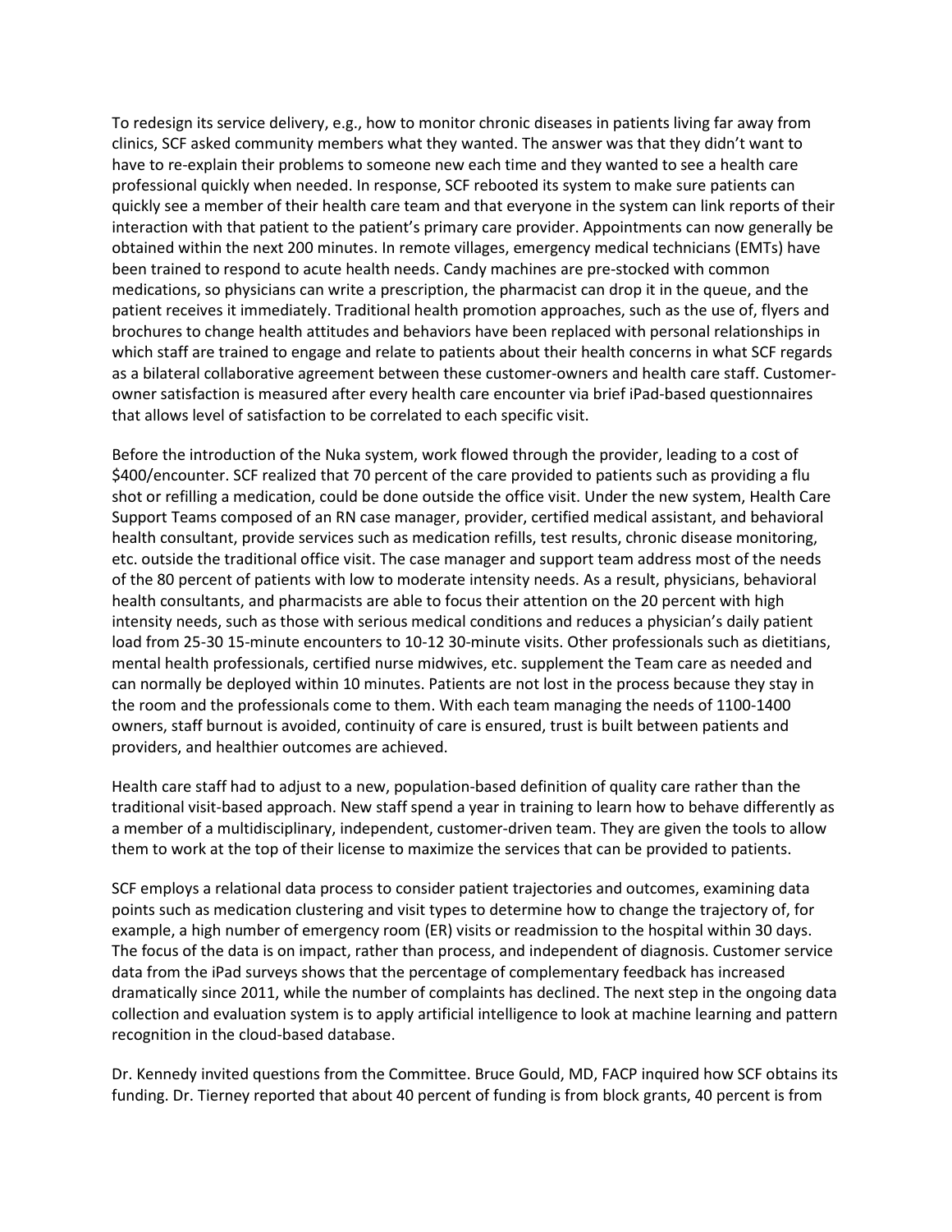To redesign its service delivery, e.g., how to monitor chronic diseases in patients living far away from clinics, SCF asked community members what they wanted. The answer was that they didn't want to have to re-explain their problems to someone new each time and they wanted to see a health care professional quickly when needed. In response, SCF rebooted its system to make sure patients can quickly see a member of their health care team and that everyone in the system can link reports of their interaction with that patient to the patient's primary care provider. Appointments can now generally be obtained within the next 200 minutes. In remote villages, emergency medical technicians (EMTs) have been trained to respond to acute health needs. Candy machines are pre-stocked with common medications, so physicians can write a prescription, the pharmacist can drop it in the queue, and the patient receives it immediately. Traditional health promotion approaches, such as the use of, flyers and brochures to change health attitudes and behaviors have been replaced with personal relationships in which staff are trained to engage and relate to patients about their health concerns in what SCF regards as a bilateral collaborative agreement between these customer-owners and health care staff. Customer-owner satisfaction is measured after every health care encounter via brief iPad-based questionnaires that allows level of satisfaction to be correlated to each specific visit.

Before the introduction of the Nuka system, work flowed through the provider, leading to a cost of $400/encounter. SCF realized that 70 percent of the care provided to patients such as providing a flu shot or refilling a medication, could be done outside the office visit. Under the new system, Health Care Support Teams composed of an RN case manager, provider, certified medical assistant, and behavioral health consultant, provide services such as medication refills, test results, chronic disease monitoring, etc. outside the traditional office visit. The case manager and support team address most of the needs of the 80 percent of patients with low to moderate intensity needs. As a result, physicians, behavioral health consultants, and pharmacists are able to focus their attention on the 20 percent with high intensity needs, such as those with serious medical conditions and reduces a physician's daily patient load from 25-30 15-minute encounters to 10-12 30-minute visits. Other professionals such as dietitians, mental health professionals, certified nurse midwives, etc. supplement the Team care as needed and can normally be deployed within 10 minutes. Patients are not lost in the process because they stay in the room and the professionals come to them. With each team managing the needs of 1100-1400 owners, staff burnout is avoided, continuity of care is ensured, trust is built between patients and providers, and healthier outcomes are achieved.

Health care staff had to adjust to a new, population-based definition of quality care rather than the traditional visit-based approach. New staff spend a year in training to learn how to behave differently as a member of a multidisciplinary, independent, customer-driven team. They are given the tools to allow them to work at the top of their license to maximize the services that can be provided to patients.

SCF employs a relational data process to consider patient trajectories and outcomes, examining data points such as medication clustering and visit types to determine how to change the trajectory of, for example, a high number of emergency room (ER) visits or readmission to the hospital within 30 days. The focus of the data is on impact, rather than process, and independent of diagnosis. Customer service data from the iPad surveys shows that the percentage of complementary feedback has increased dramatically since 2011, while the number of complaints has declined. The next step in the ongoing data collection and evaluation system is to apply artificial intelligence to look at machine learning and pattern recognition in the cloud-based database.

Dr. Kennedy invited questions from the Committee. Bruce Gould, MD, FACP inquired how SCF obtains its funding. Dr. Tierney reported that about 40 percent of funding is from block grants, 40 percent is from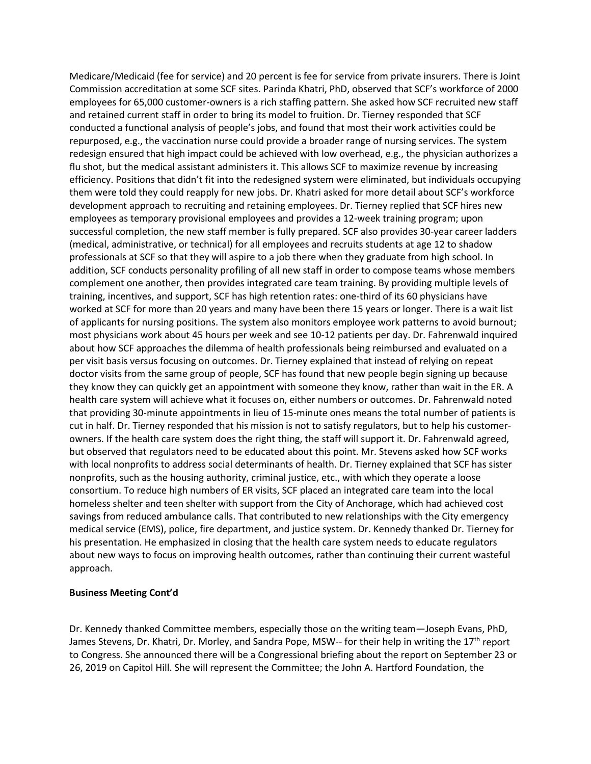Medicare/Medicaid (fee for service) and 20 percent is fee for service from private insurers. There is Joint Commission accreditation at some SCF sites. Parinda Khatri, PhD, observed that SCF's workforce of 2000 employees for 65,000 customer-owners is a rich staffing pattern. She asked how SCF recruited new staff and retained current staff in order to bring its model to fruition. Dr. Tierney responded that SCF conducted a functional analysis of people's jobs, and found that most their work activities could be repurposed, e.g., the vaccination nurse could provide a broader range of nursing services. The system redesign ensured that high impact could be achieved with low overhead, e.g., the physician authorizes a flu shot, but the medical assistant administers it. This allows SCF to maximize revenue by increasing efficiency. Positions that didn't fit into the redesigned system were eliminated, but individuals occupying them were told they could reapply for new jobs. Dr. Khatri asked for more detail about SCF's workforce development approach to recruiting and retaining employees. Dr. Tierney replied that SCF hires new employees as temporary provisional employees and provides a 12-week training program; upon successful completion, the new staff member is fully prepared. SCF also provides 30-year career ladders (medical, administrative, or technical) for all employees and recruits students at age 12 to shadow professionals at SCF so that they will aspire to a job there when they graduate from high school. In addition, SCF conducts personality profiling of all new staff in order to compose teams whose members complement one another, then provides integrated care team training. By providing multiple levels of training, incentives, and support, SCF has high retention rates: one-third of its 60 physicians have worked at SCF for more than 20 years and many have been there 15 years or longer. There is a wait list of applicants for nursing positions. The system also monitors employee work patterns to avoid burnout; most physicians work about 45 hours per week and see 10-12 patients per day. Dr. Fahrenwald inquired about how SCF approaches the dilemma of health professionals being reimbursed and evaluated on a per visit basis versus focusing on outcomes. Dr. Tierney explained that instead of relying on repeat doctor visits from the same group of people, SCF has found that new people begin signing up because they know they can quickly get an appointment with someone they know, rather than wait in the ER. A health care system will achieve what it focuses on, either numbers or outcomes. Dr. Fahrenwald noted that providing 30-minute appointments in lieu of 15-minute ones means the total number of patients is cut in half. Dr. Tierney responded that his mission is not to satisfy regulators, but to help his customer-owners. If the health care system does the right thing, the staff will support it. Dr. Fahrenwald agreed, but observed that regulators need to be educated about this point. Mr. Stevens asked how SCF works with local nonprofits to address social determinants of health. Dr. Tierney explained that SCF has sister nonprofits, such as the housing authority, criminal justice, etc., with which they operate a loose consortium. To reduce high numbers of ER visits, SCF placed an integrated care team into the local homeless shelter and teen shelter with support from the City of Anchorage, which had achieved cost savings from reduced ambulance calls. That contributed to new relationships with the City emergency medical service (EMS), police, fire department, and justice system. Dr. Kennedy thanked Dr. Tierney for his presentation. He emphasized in closing that the health care system needs to educate regulators about new ways to focus on improving health outcomes, rather than continuing their current wasteful approach.

**Business Meeting Cont'd**

Dr. Kennedy thanked Committee members, especially those on the writing team—Joseph Evans, PhD, James Stevens, Dr. Khatri, Dr. Morley, and Sandra Pope, MSW-- for their help in writing the 17th report to Congress. She announced there will be a Congressional briefing about the report on September 23 or 26, 2019 on Capitol Hill. She will represent the Committee; the John A. Hartford Foundation, the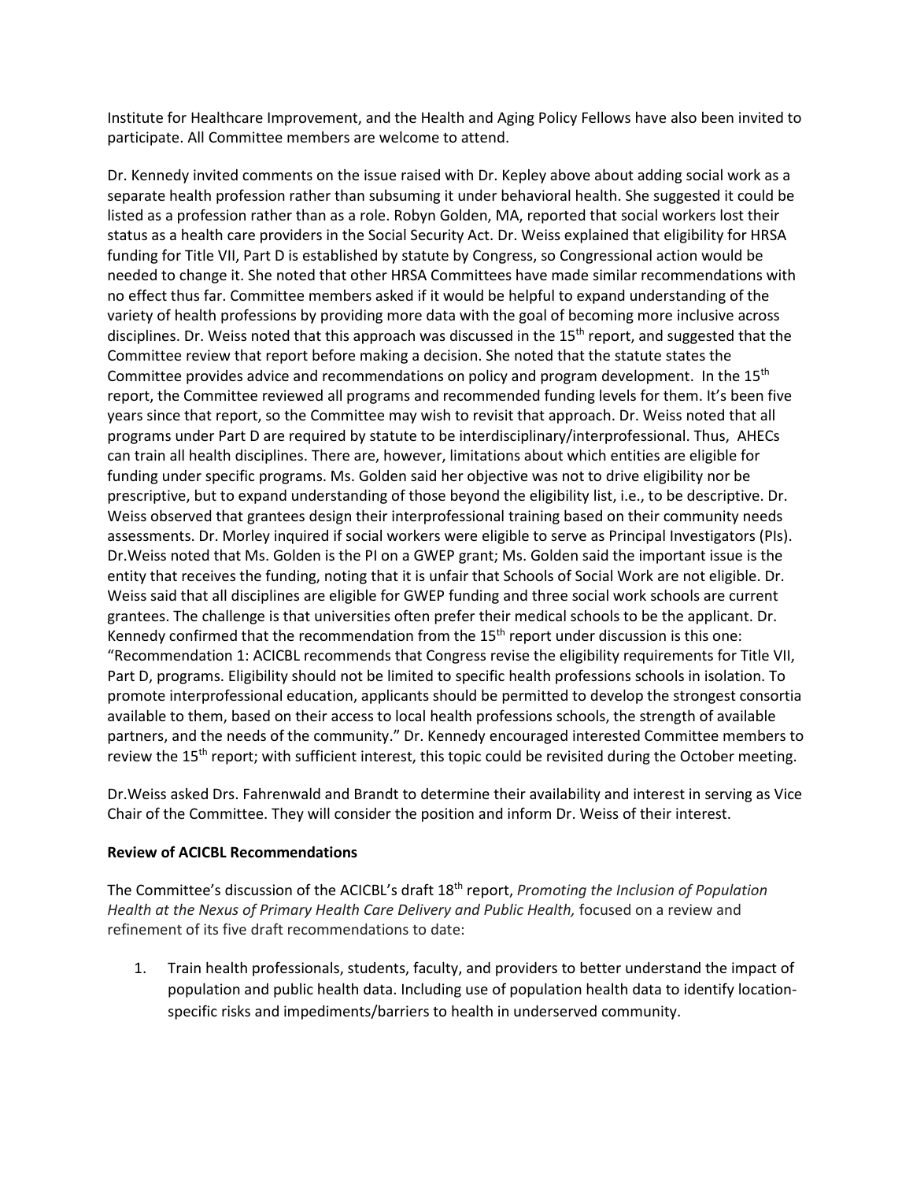Institute for Healthcare Improvement, and the Health and Aging Policy Fellows have also been invited to participate. All Committee members are welcome to attend.

Dr. Kennedy invited comments on the issue raised with Dr. Kepley above about adding social work as a separate health profession rather than subsuming it under behavioral health. She suggested it could be listed as a profession rather than as a role. Robyn Golden, MA, reported that social workers lost their status as a health care providers in the Social Security Act. Dr. Weiss explained that eligibility for HRSA funding for Title VII, Part D is established by statute by Congress, so Congressional action would be needed to change it. She noted that other HRSA Committees have made similar recommendations with no effect thus far. Committee members asked if it would be helpful to expand understanding of the variety of health professions by providing more data with the goal of becoming more inclusive across disciplines. Dr. Weiss noted that this approach was discussed in the 15th report, and suggested that the Committee review that report before making a decision. She noted that the statute states the Committee provides advice and recommendations on policy and program development. In the 15th report, the Committee reviewed all programs and recommended funding levels for them. It's been five years since that report, so the Committee may wish to revisit that approach. Dr. Weiss noted that all programs under Part D are required by statute to be interdisciplinary/interprofessional. Thus, AHECs can train all health disciplines. There are, however, limitations about which entities are eligible for funding under specific programs. Ms. Golden said her objective was not to drive eligibility nor be prescriptive, but to expand understanding of those beyond the eligibility list, i.e., to be descriptive. Dr. Weiss observed that grantees design their interprofessional training based on their community needs assessments. Dr. Morley inquired if social workers were eligible to serve as Principal Investigators (PIs). Dr.Weiss noted that Ms. Golden is the PI on a GWEP grant; Ms. Golden said the important issue is the entity that receives the funding, noting that it is unfair that Schools of Social Work are not eligible. Dr. Weiss said that all disciplines are eligible for GWEP funding and three social work schools are current grantees. The challenge is that universities often prefer their medical schools to be the applicant. Dr. Kennedy confirmed that the recommendation from the 15th report under discussion is this one: "Recommendation 1: ACICBL recommends that Congress revise the eligibility requirements for Title VII, Part D, programs. Eligibility should not be limited to specific health professions schools in isolation. To promote interprofessional education, applicants should be permitted to develop the strongest consortia available to them, based on their access to local health professions schools, the strength of available partners, and the needs of the community." Dr. Kennedy encouraged interested Committee members to review the 15th report; with sufficient interest, this topic could be revisited during the October meeting.

Dr.Weiss asked Drs. Fahrenwald and Brandt to determine their availability and interest in serving as Vice Chair of the Committee. They will consider the position and inform Dr. Weiss of their interest.

**Review of ACICBL Recommendations**

The Committee's discussion of the ACICBL's draft 18th report, *Promoting the Inclusion of Population Health at the Nexus of Primary Health Care Delivery and Public Health,* focused on a review and refinement of its five draft recommendations to date:

1. Train health professionals, students, faculty, and providers to better understand the impact of population and public health data. Including use of population health data to identify location-specific risks and impediments/barriers to health in underserved community.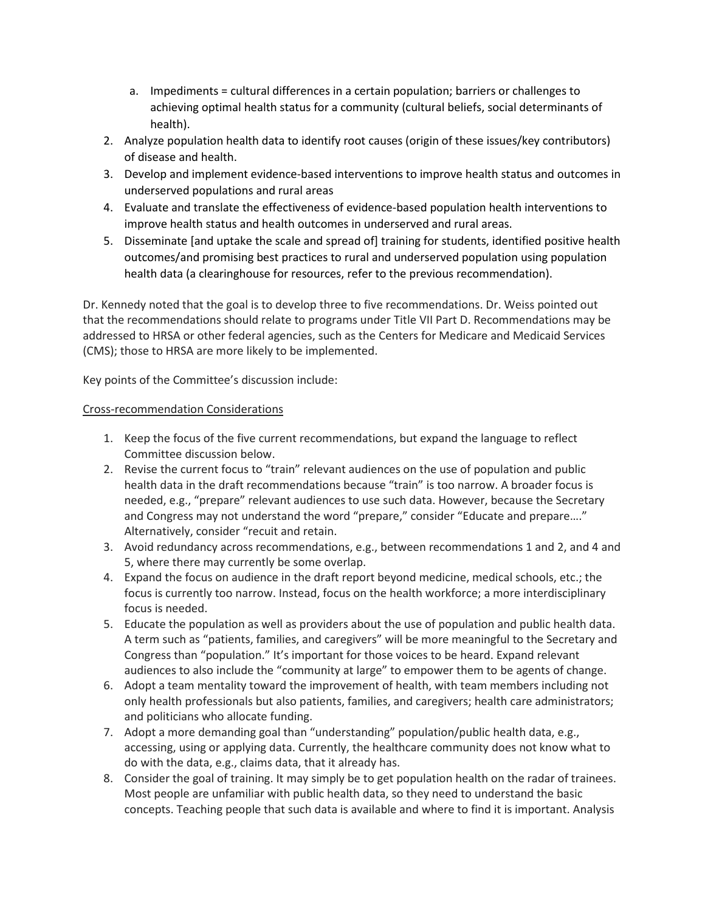a. Impediments = cultural differences in a certain population; barriers or challenges to achieving optimal health status for a community (cultural beliefs, social determinants of health).

2. Analyze population health data to identify root causes (origin of these issues/key contributors) of disease and health.
3. Develop and implement evidence-based interventions to improve health status and outcomes in underserved populations and rural areas
4. Evaluate and translate the effectiveness of evidence-based population health interventions to improve health status and health outcomes in underserved and rural areas.
5. Disseminate [and uptake the scale and spread of] training for students, identified positive health outcomes/and promising best practices to rural and underserved population using population health data (a clearinghouse for resources, refer to the previous recommendation).

Dr. Kennedy noted that the goal is to develop three to five recommendations. Dr. Weiss pointed out that the recommendations should relate to programs under Title VII Part D. Recommendations may be addressed to HRSA or other federal agencies, such as the Centers for Medicare and Medicaid Services (CMS); those to HRSA are more likely to be implemented.

Key points of the Committee's discussion include:

<u>Cross-recommendation Considerations</u>

1. Keep the focus of the five current recommendations, but expand the language to reflect Committee discussion below.
2. Revise the current focus to "train" relevant audiences on the use of population and public health data in the draft recommendations because "train" is too narrow. A broader focus is needed, e.g., "prepare" relevant audiences to use such data. However, because the Secretary and Congress may not understand the word "prepare," consider "Educate and prepare…." Alternatively, consider "recuit and retain.
3. Avoid redundancy across recommendations, e.g., between recommendations 1 and 2, and 4 and 5, where there may currently be some overlap.
4. Expand the focus on audience in the draft report beyond medicine, medical schools, etc.; the focus is currently too narrow. Instead, focus on the health workforce; a more interdisciplinary focus is needed.
5. Educate the population as well as providers about the use of population and public health data. A term such as "patients, families, and caregivers" will be more meaningful to the Secretary and Congress than "population." It's important for those voices to be heard. Expand relevant audiences to also include the "community at large" to empower them to be agents of change.
6. Adopt a team mentality toward the improvement of health, with team members including not only health professionals but also patients, families, and caregivers; health care administrators; and politicians who allocate funding.
7. Adopt a more demanding goal than "understanding" population/public health data, e.g., accessing, using or applying data. Currently, the healthcare community does not know what to do with the data, e.g., claims data, that it already has.
8. Consider the goal of training. It may simply be to get population health on the radar of trainees. Most people are unfamiliar with public health data, so they need to understand the basic concepts. Teaching people that such data is available and where to find it is important. Analysis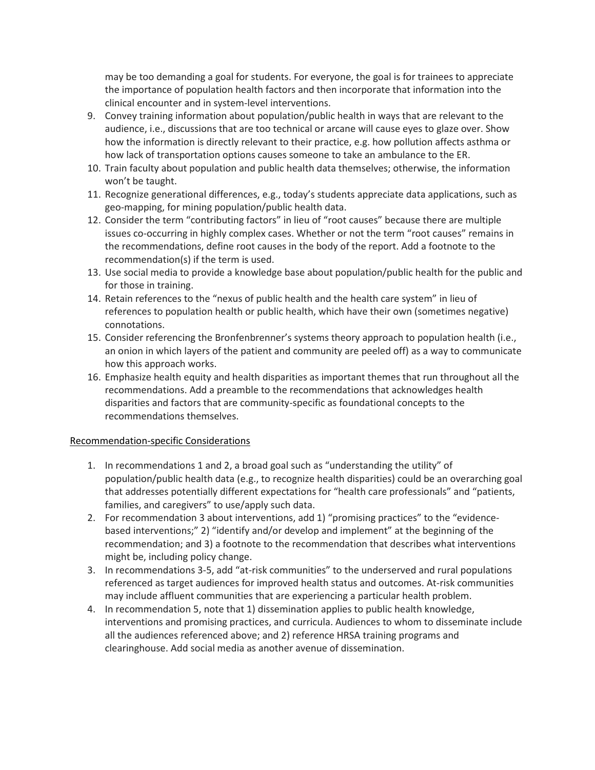may be too demanding a goal for students. For everyone, the goal is for trainees to appreciate the importance of population health factors and then incorporate that information into the clinical encounter and in system-level interventions.

9. Convey training information about population/public health in ways that are relevant to the audience, i.e., discussions that are too technical or arcane will cause eyes to glaze over. Show how the information is directly relevant to their practice, e.g. how pollution affects asthma or how lack of transportation options causes someone to take an ambulance to the ER.
10. Train faculty about population and public health data themselves; otherwise, the information won't be taught.
11. Recognize generational differences, e.g., today's students appreciate data applications, such as geo-mapping, for mining population/public health data.
12. Consider the term "contributing factors" in lieu of "root causes" because there are multiple issues co-occurring in highly complex cases. Whether or not the term "root causes" remains in the recommendations, define root causes in the body of the report. Add a footnote to the recommendation(s) if the term is used.
13. Use social media to provide a knowledge base about population/public health for the public and for those in training.
14. Retain references to the "nexus of public health and the health care system" in lieu of references to population health or public health, which have their own (sometimes negative) connotations.
15. Consider referencing the Bronfenbrenner's systems theory approach to population health (i.e., an onion in which layers of the patient and community are peeled off) as a way to communicate how this approach works.
16. Emphasize health equity and health disparities as important themes that run throughout all the recommendations. Add a preamble to the recommendations that acknowledges health disparities and factors that are community-specific as foundational concepts to the recommendations themselves.

Recommendation-specific Considerations

1. In recommendations 1 and 2, a broad goal such as "understanding the utility" of population/public health data (e.g., to recognize health disparities) could be an overarching goal that addresses potentially different expectations for "health care professionals" and "patients, families, and caregivers" to use/apply such data.
2. For recommendation 3 about interventions, add 1) "promising practices" to the "evidence-based interventions;" 2) "identify and/or develop and implement" at the beginning of the recommendation; and 3) a footnote to the recommendation that describes what interventions might be, including policy change.
3. In recommendations 3-5, add "at-risk communities" to the underserved and rural populations referenced as target audiences for improved health status and outcomes. At-risk communities may include affluent communities that are experiencing a particular health problem.
4. In recommendation 5, note that 1) dissemination applies to public health knowledge, interventions and promising practices, and curricula. Audiences to whom to disseminate include all the audiences referenced above; and 2) reference HRSA training programs and clearinghouse. Add social media as another avenue of dissemination.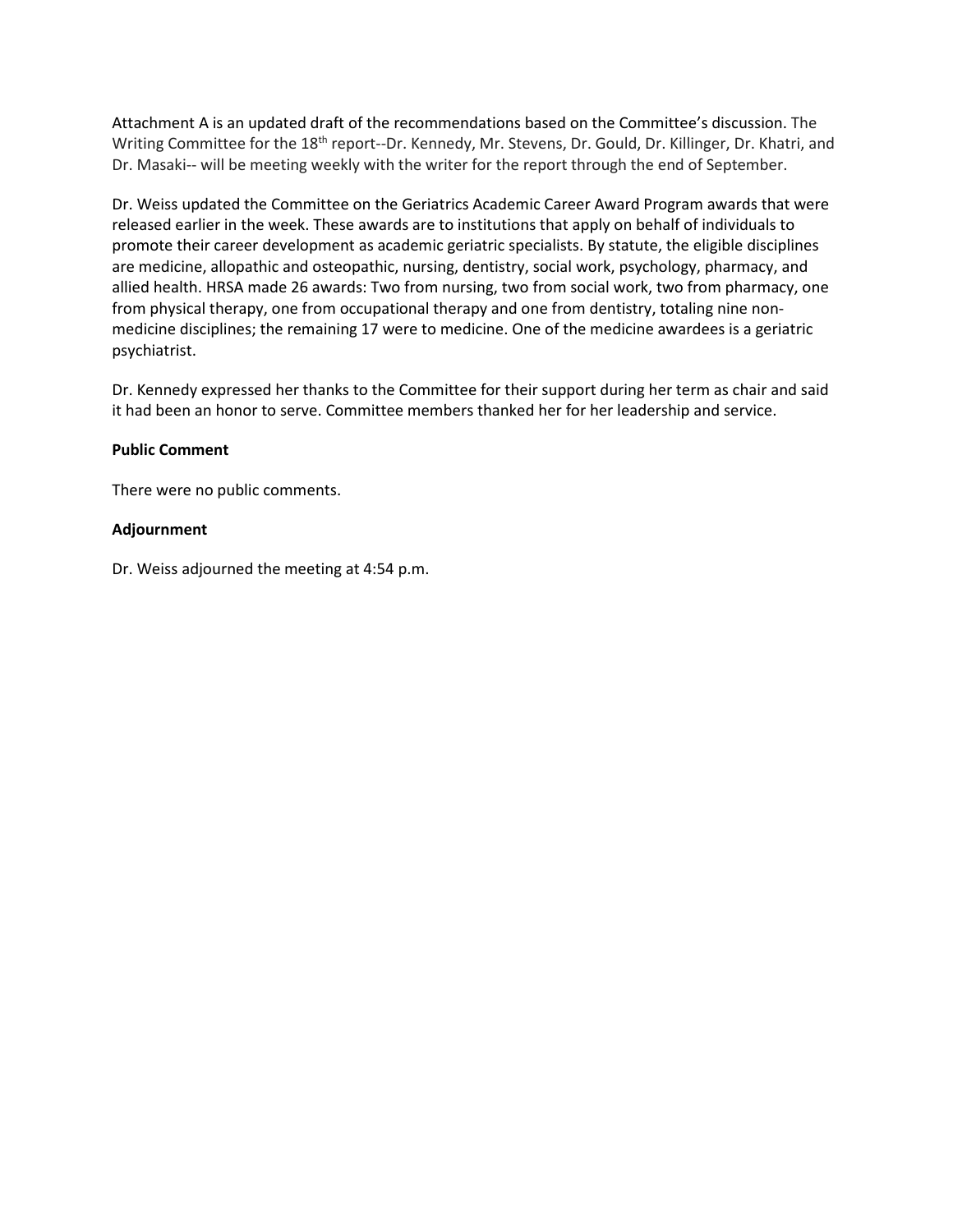Attachment A is an updated draft of the recommendations based on the Committee's discussion. The Writing Committee for the 18th report--Dr. Kennedy, Mr. Stevens, Dr. Gould, Dr. Killinger, Dr. Khatri, and Dr. Masaki-- will be meeting weekly with the writer for the report through the end of September.

Dr. Weiss updated the Committee on the Geriatrics Academic Career Award Program awards that were released earlier in the week. These awards are to institutions that apply on behalf of individuals to promote their career development as academic geriatric specialists. By statute, the eligible disciplines are medicine, allopathic and osteopathic, nursing, dentistry, social work, psychology, pharmacy, and allied health. HRSA made 26 awards: Two from nursing, two from social work, two from pharmacy, one from physical therapy, one from occupational therapy and one from dentistry, totaling nine non-medicine disciplines; the remaining 17 were to medicine. One of the medicine awardees is a geriatric psychiatrist.

Dr. Kennedy expressed her thanks to the Committee for their support during her term as chair and said it had been an honor to serve. Committee members thanked her for her leadership and service.

**Public Comment**

There were no public comments.

**Adjournment**

Dr. Weiss adjourned the meeting at 4:54 p.m.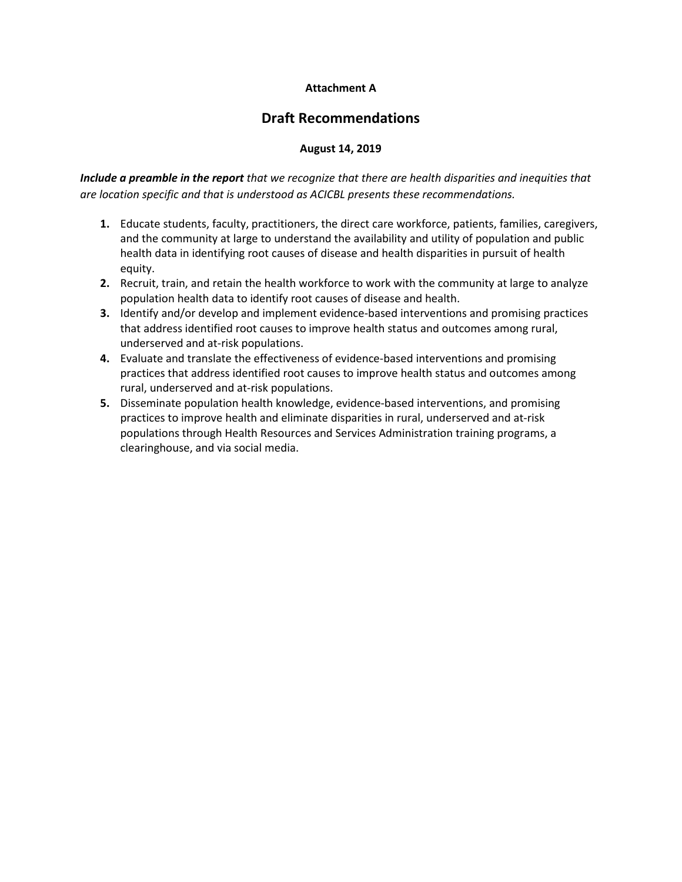**Attachment A**

# Draft Recommendations

**August 14, 2019**

***Include a preamble in the report*** *that we recognize that there are health disparities and inequities that are location specific and that is understood as ACICBL presents these recommendations.*

1. Educate students, faculty, practitioners, the direct care workforce, patients, families, caregivers, and the community at large to understand the availability and utility of population and public health data in identifying root causes of disease and health disparities in pursuit of health equity.
2. Recruit, train, and retain the health workforce to work with the community at large to analyze population health data to identify root causes of disease and health.
3. Identify and/or develop and implement evidence-based interventions and promising practices that address identified root causes to improve health status and outcomes among rural, underserved and at-risk populations.
4. Evaluate and translate the effectiveness of evidence-based interventions and promising practices that address identified root causes to improve health status and outcomes among rural, underserved and at-risk populations.
5. Disseminate population health knowledge, evidence-based interventions, and promising practices to improve health and eliminate disparities in rural, underserved and at-risk populations through Health Resources and Services Administration training programs, a clearinghouse, and via social media.